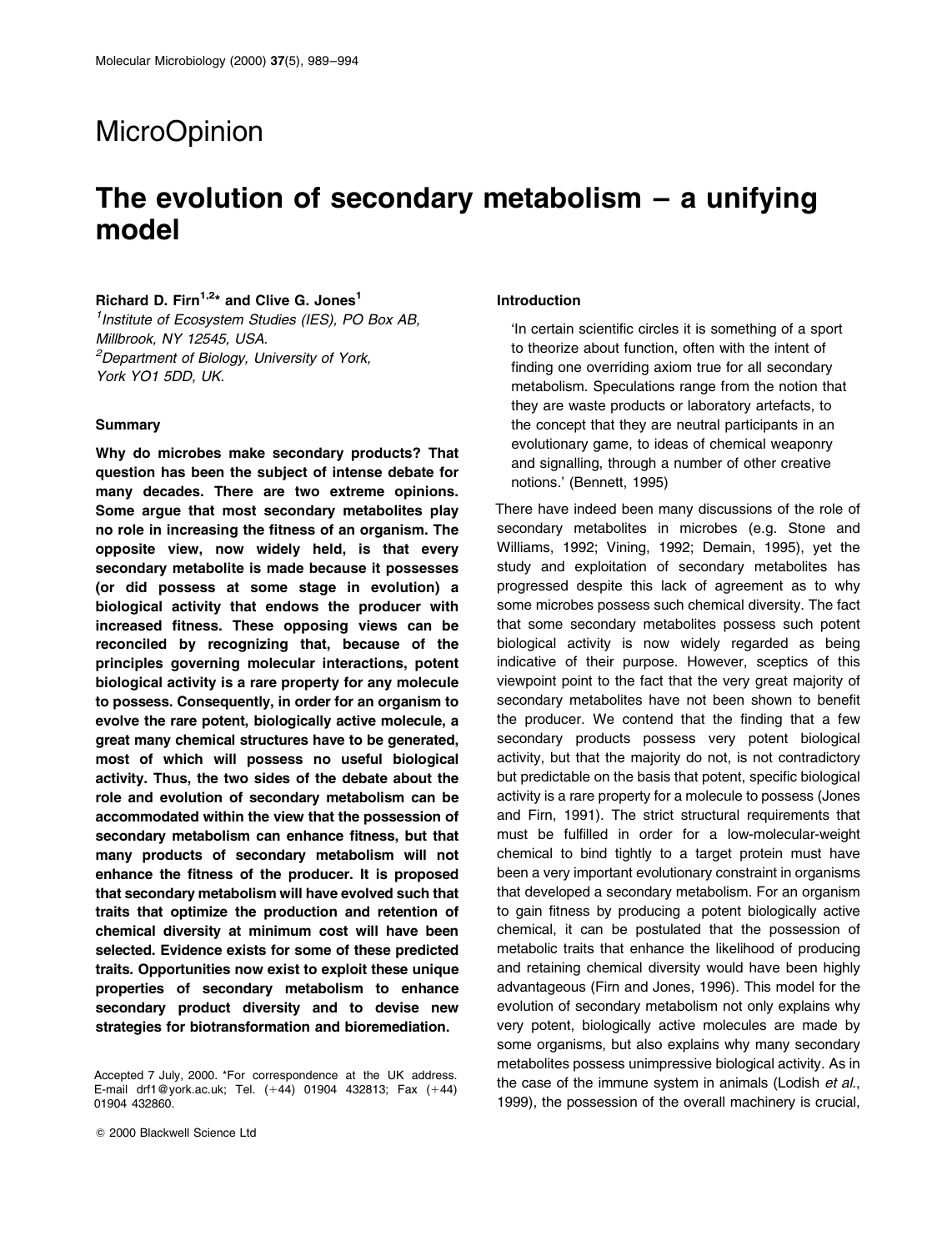MicroOpinion

# The evolution of secondary metabolism – a unifying model

**Richard D. Firn[1,2]* and Clive G. Jones[1]**

[1]*Institute of Ecosystem Studies (IES), PO Box AB, Millbrook, NY 12545, USA.*
[2]*Department of Biology, University of York, York YO1 5DD, UK.*

## Summary

**Why do microbes make secondary products? That question has been the subject of intense debate for many decades. There are two extreme opinions. Some argue that most secondary metabolites play no role in increasing the fitness of an organism. The opposite view, now widely held, is that every secondary metabolite is made because it possesses (or did possess at some stage in evolution) a biological activity that endows the producer with increased fitness. These opposing views can be reconciled by recognizing that, because of the principles governing molecular interactions, potent biological activity is a rare property for any molecule to possess. Consequently, in order for an organism to evolve the rare potent, biologically active molecule, a great many chemical structures have to be generated, most of which will possess no useful biological activity. Thus, the two sides of the debate about the role and evolution of secondary metabolism can be accommodated within the view that the possession of secondary metabolism can enhance fitness, but that many products of secondary metabolism will not enhance the fitness of the producer. It is proposed that secondary metabolism will have evolved such that traits that optimize the production and retention of chemical diversity at minimum cost will have been selected. Evidence exists for some of these predicted traits. Opportunities now exist to exploit these unique properties of secondary metabolism to enhance secondary product diversity and to devise new strategies for biotransformation and bioremediation.**

Accepted 7 July, 2000. *For correspondence at the UK address. E-mail drf1@york.ac.uk; Tel. (+44) 01904 432813; Fax (+44) 01904 432860.

## Introduction

> 'In certain scientific circles it is something of a sport to theorize about function, often with the intent of finding one overriding axiom true for all secondary metabolism. Speculations range from the notion that they are waste products or laboratory artefacts, to the concept that they are neutral participants in an evolutionary game, to ideas of chemical weaponry and signalling, through a number of other creative notions.' (Bennett, 1995)

There have indeed been many discussions of the role of secondary metabolites in microbes (e.g. Stone and Williams, 1992; Vining, 1992; Demain, 1995), yet the study and exploitation of secondary metabolites has progressed despite this lack of agreement as to why some microbes possess such chemical diversity. The fact that some secondary metabolites possess such potent biological activity is now widely regarded as being indicative of their purpose. However, sceptics of this viewpoint point to the fact that the very great majority of secondary metabolites have not been shown to benefit the producer. We contend that the finding that a few secondary products possess very potent biological activity, but that the majority do not, is not contradictory but predictable on the basis that potent, specific biological activity is a rare property for a molecule to possess (Jones and Firn, 1991). The strict structural requirements that must be fulfilled in order for a low-molecular-weight chemical to bind tightly to a target protein must have been a very important evolutionary constraint in organisms that developed a secondary metabolism. For an organism to gain fitness by producing a potent biologically active chemical, it can be postulated that the possession of metabolic traits that enhance the likelihood of producing and retaining chemical diversity would have been highly advantageous (Firn and Jones, 1996). This model for the evolution of secondary metabolism not only explains why very potent, biologically active molecules are made by some organisms, but also explains why many secondary metabolites possess unimpressive biological activity. As in the case of the immune system in animals (Lodish *et al.*, 1999), the possession of the overall machinery is crucial,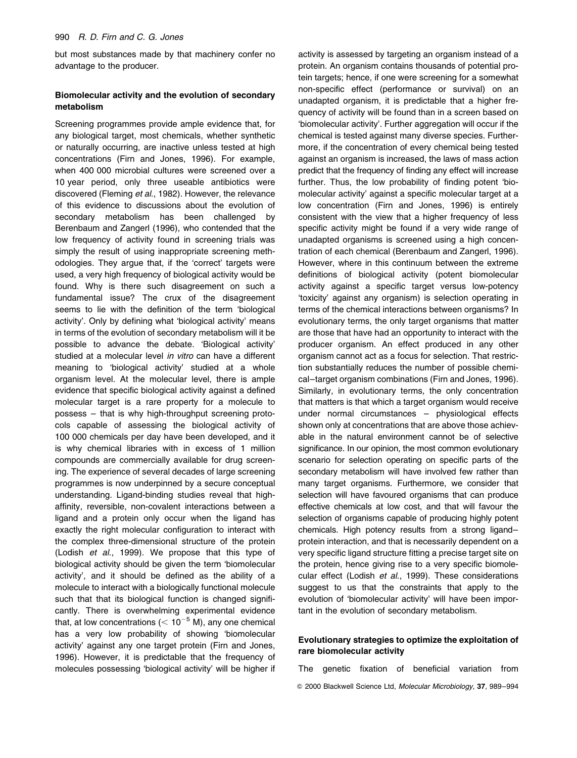but most substances made by that machinery confer no advantage to the producer.

### Biomolecular activity and the evolution of secondary metabolism

Screening programmes provide ample evidence that, for any biological target, most chemicals, whether synthetic or naturally occurring, are inactive unless tested at high concentrations (Firn and Jones, 1996). For example, when 400 000 microbial cultures were screened over a 10 year period, only three useable antibiotics were discovered (Fleming *et al*., 1982). However, the relevance of this evidence to discussions about the evolution of secondary metabolism has been challenged by Berenbaum and Zangerl (1996), who contended that the low frequency of activity found in screening trials was simply the result of using inappropriate screening methodologies. They argue that, if the 'correct' targets were used, a very high frequency of biological activity would be found. Why is there such disagreement on such a fundamental issue? The crux of the disagreement seems to lie with the definition of the term 'biological activity'. Only by defining what 'biological activity' means in terms of the evolution of secondary metabolism will it be possible to advance the debate. 'Biological activity' studied at a molecular level *in vitro* can have a different meaning to 'biological activity' studied at a whole organism level. At the molecular level, there is ample evidence that specific biological activity against a defined molecular target is a rare property for a molecule to possess – that is why high-throughput screening protocols capable of assessing the biological activity of 100 000 chemicals per day have been developed, and it is why chemical libraries with in excess of 1 million compounds are commercially available for drug screening. The experience of several decades of large screening programmes is now underpinned by a secure conceptual understanding. Ligand-binding studies reveal that high-affinity, reversible, non-covalent interactions between a ligand and a protein only occur when the ligand has exactly the right molecular configuration to interact with the complex three-dimensional structure of the protein (Lodish *et al*., 1999). We propose that this type of biological activity should be given the term 'biomolecular activity', and it should be defined as the ability of a molecule to interact with a biologically functional molecule such that that its biological function is changed significantly. There is overwhelming experimental evidence that, at low concentrations ($< 10^{-5}$ M), any one chemical has a very low probability of showing 'biomolecular activity' against any one target protein (Firn and Jones, 1996). However, it is predictable that the frequency of molecules possessing 'biological activity' will be higher if activity is assessed by targeting an organism instead of a protein. An organism contains thousands of potential protein targets; hence, if one were screening for a somewhat non-specific effect (performance or survival) on an unadapted organism, it is predictable that a higher frequency of activity will be found than in a screen based on 'biomolecular activity'. Further aggregation will occur if the chemical is tested against many diverse species. Furthermore, if the concentration of every chemical being tested against an organism is increased, the laws of mass action predict that the frequency of finding any effect will increase further. Thus, the low probability of finding potent 'biomolecular activity' against a specific molecular target at a low concentration (Firn and Jones, 1996) is entirely consistent with the view that a higher frequency of less specific activity might be found if a very wide range of unadapted organisms is screened using a high concentration of each chemical (Berenbaum and Zangerl, 1996). However, where in this continuum between the extreme definitions of biological activity (potent biomolecular activity against a specific target versus low-potency 'toxicity' against any organism) is selection operating in terms of the chemical interactions between organisms? In evolutionary terms, the only target organisms that matter are those that have had an opportunity to interact with the producer organism. An effect produced in any other organism cannot act as a focus for selection. That restriction substantially reduces the number of possible chemical–target organism combinations (Firn and Jones, 1996). Similarly, in evolutionary terms, the only concentration that matters is that which a target organism would receive under normal circumstances – physiological effects shown only at concentrations that are above those achievable in the natural environment cannot be of selective significance. In our opinion, the most common evolutionary scenario for selection operating on specific parts of the secondary metabolism will have involved few rather than many target organisms. Furthermore, we consider that selection will have favoured organisms that can produce effective chemicals at low cost, and that will favour the selection of organisms capable of producing highly potent chemicals. High potency results from a strong ligand–protein interaction, and that is necessarily dependent on a very specific ligand structure fitting a precise target site on the protein, hence giving rise to a very specific biomolecular effect (Lodish *et al*., 1999). These considerations suggest to us that the constraints that apply to the evolution of 'biomolecular activity' will have been important in the evolution of secondary metabolism.

### Evolutionary strategies to optimize the exploitation of rare biomolecular activity

The genetic fixation of beneficial variation from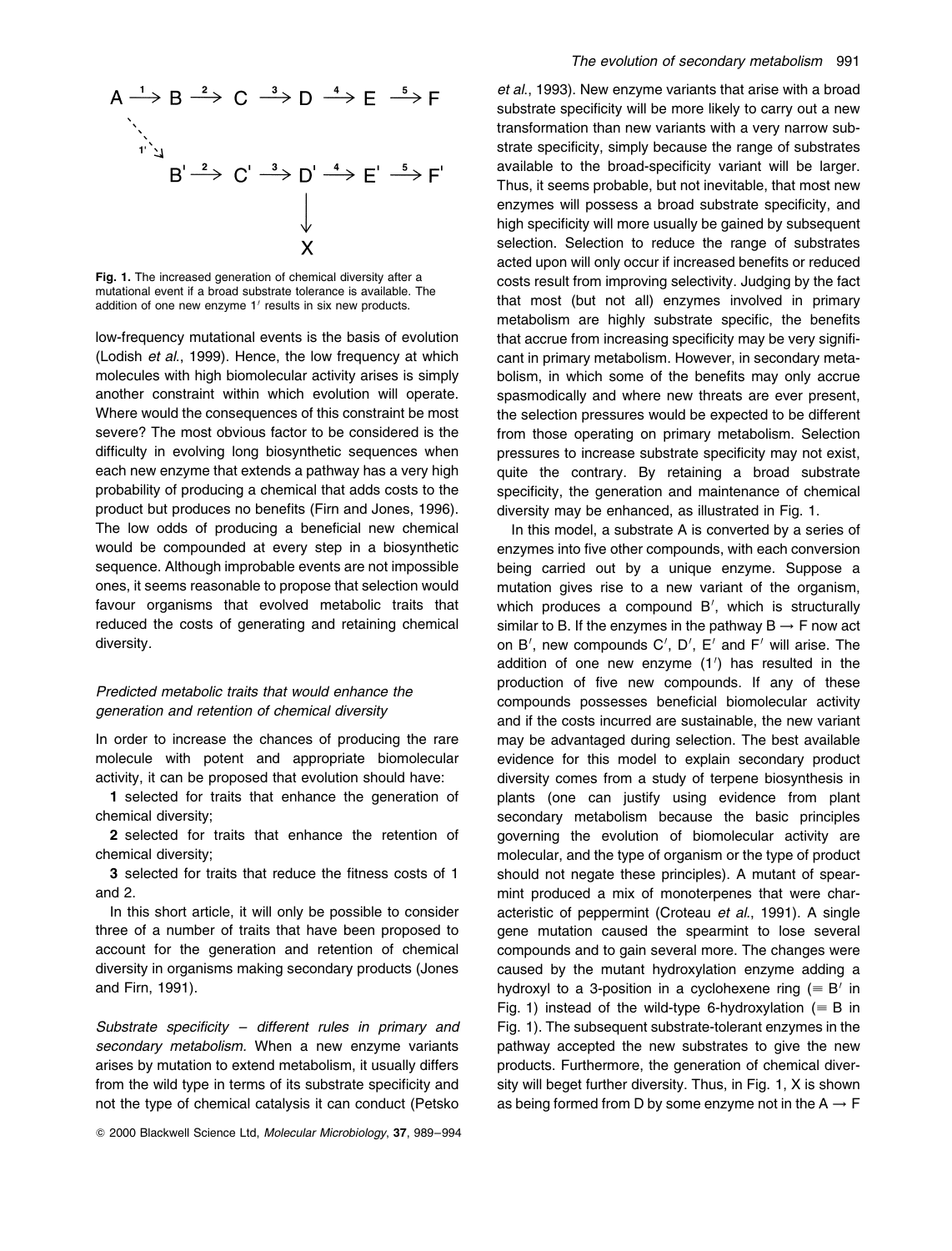$$A \xrightarrow{1} B \xrightarrow{2} C \xrightarrow{3} D \xrightarrow{4} E \xrightarrow{5} F$$

$$\searrow^{1'}$$

$$B' \xrightarrow{2} C' \xrightarrow{3} D' \xrightarrow{4} E' \xrightarrow{5} F'$$

$$D' \downarrow X$$

**Fig. 1.** The increased generation of chemical diversity after a mutational event if a broad substrate tolerance is available. The addition of one new enzyme 1′ results in six new products.

low-frequency mutational events is the basis of evolution (Lodish *et al.*, 1999). Hence, the low frequency at which molecules with high biomolecular activity arises is simply another constraint within which evolution will operate. Where would the consequences of this constraint be most severe? The most obvious factor to be considered is the difficulty in evolving long biosynthetic sequences when each new enzyme that extends a pathway has a very high probability of producing a chemical that adds costs to the product but produces no benefits (Firn and Jones, 1996). The low odds of producing a beneficial new chemical would be compounded at every step in a biosynthetic sequence. Although improbable events are not impossible ones, it seems reasonable to propose that selection would favour organisms that evolved metabolic traits that reduced the costs of generating and retaining chemical diversity.

### *Predicted metabolic traits that would enhance the generation and retention of chemical diversity*

In order to increase the chances of producing the rare molecule with potent and appropriate biomolecular activity, it can be proposed that evolution should have:

**1** selected for traits that enhance the generation of chemical diversity;

**2** selected for traits that enhance the retention of chemical diversity;

**3** selected for traits that reduce the fitness costs of 1 and 2.

In this short article, it will only be possible to consider three of a number of traits that have been proposed to account for the generation and retention of chemical diversity in organisms making secondary products (Jones and Firn, 1991).

*Substrate specificity – different rules in primary and secondary metabolism.* When a new enzyme variants arises by mutation to extend metabolism, it usually differs from the wild type in terms of its substrate specificity and not the type of chemical catalysis it can conduct (Petsko *et al.*, 1993). New enzyme variants that arise with a broad substrate specificity will be more likely to carry out a new transformation than new variants with a very narrow substrate specificity, simply because the range of substrates available to the broad-specificity variant will be larger. Thus, it seems probable, but not inevitable, that most new enzymes will possess a broad substrate specificity, and high specificity will more usually be gained by subsequent selection. Selection to reduce the range of substrates acted upon will only occur if increased benefits or reduced costs result from improving selectivity. Judging by the fact that most (but not all) enzymes involved in primary metabolism are highly substrate specific, the benefits that accrue from increasing specificity may be very significant in primary metabolism. However, in secondary metabolism, in which some of the benefits may only accrue spasmodically and where new threats are ever present, the selection pressures would be expected to be different from those operating on primary metabolism. Selection pressures to increase substrate specificity may not exist, quite the contrary. By retaining a broad substrate specificity, the generation and maintenance of chemical diversity may be enhanced, as illustrated in Fig. 1.

In this model, a substrate A is converted by a series of enzymes into five other compounds, with each conversion being carried out by a unique enzyme. Suppose a mutation gives rise to a new variant of the organism, which produces a compound B′, which is structurally similar to B. If the enzymes in the pathway B → F now act on B′, new compounds C′, D′, E′ and F′ will arise. The addition of one new enzyme (1′) has resulted in the production of five new compounds. If any of these compounds possesses beneficial biomolecular activity and if the costs incurred are sustainable, the new variant may be advantaged during selection. The best available evidence for this model to explain secondary product diversity comes from a study of terpene biosynthesis in plants (one can justify using evidence from plant secondary metabolism because the basic principles governing the evolution of biomolecular activity are molecular, and the type of organism or the type of product should not negate these principles). A mutant of spearmint produced a mix of monoterpenes that were characteristic of peppermint (Croteau *et al.*, 1991). A single gene mutation caused the spearmint to lose several compounds and to gain several more. The changes were caused by the mutant hydroxylation enzyme adding a hydroxyl to a 3-position in a cyclohexene ring (≡ B′ in Fig. 1) instead of the wild-type 6-hydroxylation (≡ B in Fig. 1). The subsequent substrate-tolerant enzymes in the pathway accepted the new substrates to give the new products. Furthermore, the generation of chemical diversity will beget further diversity. Thus, in Fig. 1, X is shown as being formed from D by some enzyme not in the A → F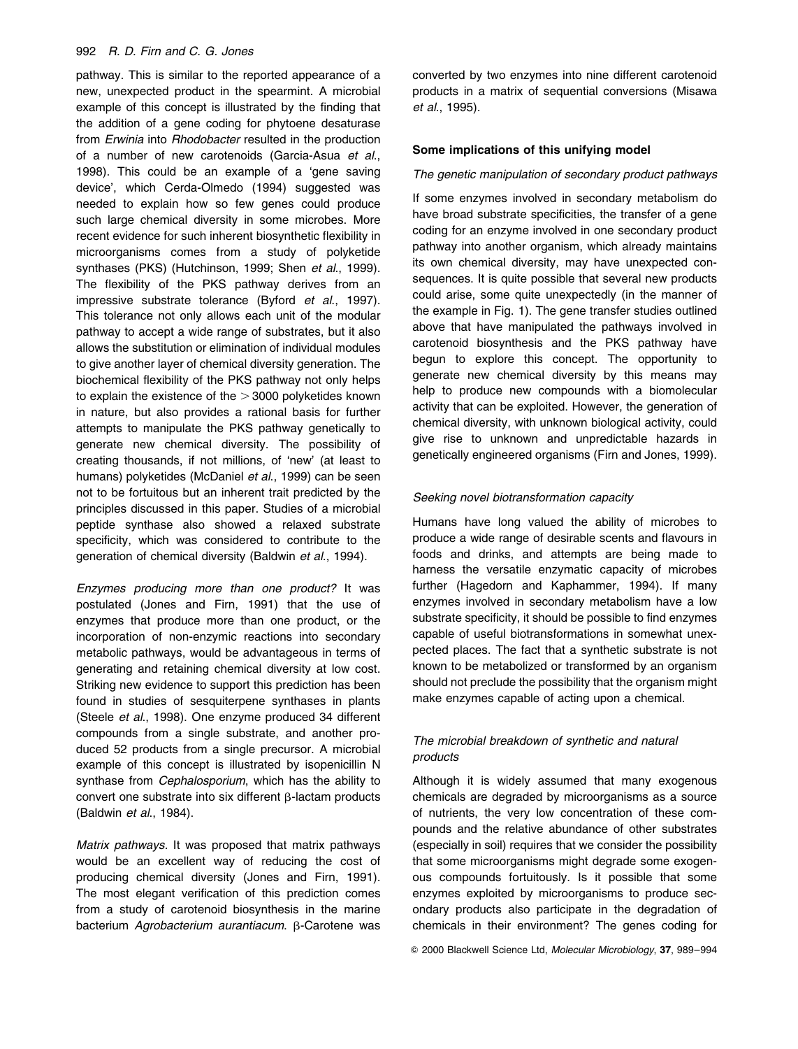pathway. This is similar to the reported appearance of a new, unexpected product in the spearmint. A microbial example of this concept is illustrated by the finding that the addition of a gene coding for phytoene desaturase from *Erwinia* into *Rhodobacter* resulted in the production of a number of new carotenoids (Garcia-Asua *et al.*, 1998). This could be an example of a 'gene saving device', which Cerda-Olmedo (1994) suggested was needed to explain how so few genes could produce such large chemical diversity in some microbes. More recent evidence for such inherent biosynthetic flexibility in microorganisms comes from a study of polyketide synthases (PKS) (Hutchinson, 1999; Shen *et al.*, 1999). The flexibility of the PKS pathway derives from an impressive substrate tolerance (Byford *et al.*, 1997). This tolerance not only allows each unit of the modular pathway to accept a wide range of substrates, but it also allows the substitution or elimination of individual modules to give another layer of chemical diversity generation. The biochemical flexibility of the PKS pathway not only helps to explain the existence of the $>3000$ polyketides known in nature, but also provides a rational basis for further attempts to manipulate the PKS pathway genetically to generate new chemical diversity. The possibility of creating thousands, if not millions, of 'new' (at least to humans) polyketides (McDaniel *et al.*, 1999) can be seen not to be fortuitous but an inherent trait predicted by the principles discussed in this paper. Studies of a microbial peptide synthase also showed a relaxed substrate specificity, which was considered to contribute to the generation of chemical diversity (Baldwin *et al.*, 1994).

*Enzymes producing more than one product?* It was postulated (Jones and Firn, 1991) that the use of enzymes that produce more than one product, or the incorporation of non-enzymic reactions into secondary metabolic pathways, would be advantageous in terms of generating and retaining chemical diversity at low cost. Striking new evidence to support this prediction has been found in studies of sesquiterpene synthases in plants (Steele *et al.*, 1998). One enzyme produced 34 different compounds from a single substrate, and another produced 52 products from a single precursor. A microbial example of this concept is illustrated by isopenicillin N synthase from *Cephalosporium*, which has the ability to convert one substrate into six different β-lactam products (Baldwin *et al.*, 1984).

*Matrix pathways.* It was proposed that matrix pathways would be an excellent way of reducing the cost of producing chemical diversity (Jones and Firn, 1991). The most elegant verification of this prediction comes from a study of carotenoid biosynthesis in the marine bacterium *Agrobacterium aurantiacum*. β-Carotene was converted by two enzymes into nine different carotenoid products in a matrix of sequential conversions (Misawa *et al.*, 1995).

## Some implications of this unifying model

### *The genetic manipulation of secondary product pathways*

If some enzymes involved in secondary metabolism do have broad substrate specificities, the transfer of a gene coding for an enzyme involved in one secondary product pathway into another organism, which already maintains its own chemical diversity, may have unexpected consequences. It is quite possible that several new products could arise, some quite unexpectedly (in the manner of the example in Fig. 1). The gene transfer studies outlined above that have manipulated the pathways involved in carotenoid biosynthesis and the PKS pathway have begun to explore this concept. The opportunity to generate new chemical diversity by this means may help to produce new compounds with a biomolecular activity that can be exploited. However, the generation of chemical diversity, with unknown biological activity, could give rise to unknown and unpredictable hazards in genetically engineered organisms (Firn and Jones, 1999).

### *Seeking novel biotransformation capacity*

Humans have long valued the ability of microbes to produce a wide range of desirable scents and flavours in foods and drinks, and attempts are being made to harness the versatile enzymatic capacity of microbes further (Hagedorn and Kaphammer, 1994). If many enzymes involved in secondary metabolism have a low substrate specificity, it should be possible to find enzymes capable of useful biotransformations in somewhat unexpected places. The fact that a synthetic substrate is not known to be metabolized or transformed by an organism should not preclude the possibility that the organism might make enzymes capable of acting upon a chemical.

### *The microbial breakdown of synthetic and natural products*

Although it is widely assumed that many exogenous chemicals are degraded by microorganisms as a source of nutrients, the very low concentration of these compounds and the relative abundance of other substrates (especially in soil) requires that we consider the possibility that some microorganisms might degrade some exogenous compounds fortuitously. Is it possible that some enzymes exploited by microorganisms to produce secondary products also participate in the degradation of chemicals in their environment? The genes coding for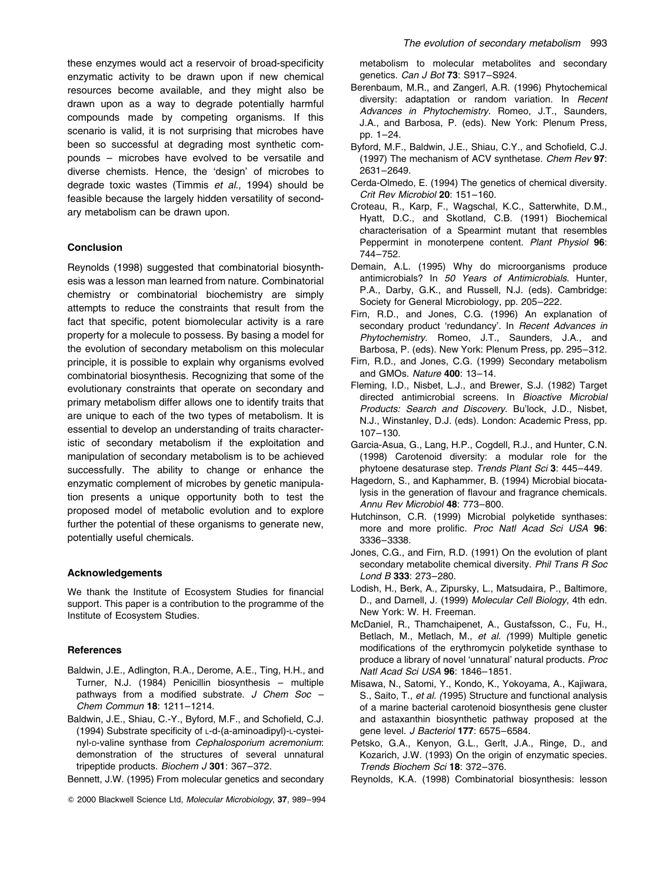these enzymes would act a reservoir of broad-specificity enzymatic activity to be drawn upon if new chemical resources become available, and they might also be drawn upon as a way to degrade potentially harmful compounds made by competing organisms. If this scenario is valid, it is not surprising that microbes have been so successful at degrading most synthetic compounds – microbes have evolved to be versatile and diverse chemists. Hence, the 'design' of microbes to degrade toxic wastes (Timmis *et al*., 1994) should be feasible because the largely hidden versatility of secondary metabolism can be drawn upon.

## Conclusion

Reynolds (1998) suggested that combinatorial biosynthesis was a lesson man learned from nature. Combinatorial chemistry or combinatorial biochemistry are simply attempts to reduce the constraints that result from the fact that specific, potent biomolecular activity is a rare property for a molecule to possess. By basing a model for the evolution of secondary metabolism on this molecular principle, it is possible to explain why organisms evolved combinatorial biosynthesis. Recognizing that some of the evolutionary constraints that operate on secondary and primary metabolism differ allows one to identify traits that are unique to each of the two types of metabolism. It is essential to develop an understanding of traits characteristic of secondary metabolism if the exploitation and manipulation of secondary metabolism is to be achieved successfully. The ability to change or enhance the enzymatic complement of microbes by genetic manipulation presents a unique opportunity both to test the proposed model of metabolic evolution and to explore further the potential of these organisms to generate new, potentially useful chemicals.

## Acknowledgements

We thank the Institute of Ecosystem Studies for financial support. This paper is a contribution to the programme of the Institute of Ecosystem Studies.

## References

Baldwin, J.E., Adlington, R.A., Derome, A.E., Ting, H.H., and Turner, N.J. (1984) Penicillin biosynthesis – multiple pathways from a modified substrate. *J Chem Soc – Chem Commun* **18**: 1211–1214.

Baldwin, J.E., Shiau, C.-Y., Byford, M.F., and Schofield, C.J. (1994) Substrate specificity of L-d-(a-aminoadipyl)-L-cysteinyl-D-valine synthase from *Cephalosporium acremonium*: demonstration of the structures of several unnatural tripeptide products. *Biochem J* **301**: 367–372.

Bennett, J.W. (1995) From molecular genetics and secondary metabolism to molecular metabolites and secondary genetics. *Can J Bot* **73**: S917–S924.

Berenbaum, M.R., and Zangerl, A.R. (1996) Phytochemical diversity: adaptation or random variation. In *Recent Advances in Phytochemistry*. Romeo, J.T., Saunders, J.A., and Barbosa, P. (eds). New York: Plenum Press, pp. 1–24.

Byford, M.F., Baldwin, J.E., Shiau, C.Y., and Schofield, C.J. (1997) The mechanism of ACV synthetase. *Chem Rev* **97**: 2631–2649.

Cerda-Olmedo, E. (1994) The genetics of chemical diversity. *Crit Rev Microbiol* **20**: 151–160.

Croteau, R., Karp, F., Wagschal, K.C., Satterwhite, D.M., Hyatt, D.C., and Skotland, C.B. (1991) Biochemical characterisation of a Spearmint mutant that resembles Peppermint in monoterpene content. *Plant Physiol* **96**: 744–752.

Demain, A.L. (1995) Why do microorganisms produce antimicrobials? In *50 Years of Antimicrobials*. Hunter, P.A., Darby, G.K., and Russell, N.J. (eds). Cambridge: Society for General Microbiology, pp. 205–222.

Firn, R.D., and Jones, C.G. (1996) An explanation of secondary product 'redundancy'. In *Recent Advances in Phytochemistry*. Romeo, J.T., Saunders, J.A., and Barbosa, P. (eds). New York: Plenum Press, pp. 295–312.

Firn, R.D., and Jones, C.G. (1999) Secondary metabolism and GMOs. *Nature* **400**: 13–14.

Fleming, I.D., Nisbet, L.J., and Brewer, S.J. (1982) Target directed antimicrobial screens. In *Bioactive Microbial Products: Search and Discovery.* Bu'lock, J.D., Nisbet, N.J., Winstanley, D.J. (eds). London: Academic Press, pp. 107–130.

Garcia-Asua, G., Lang, H.P., Cogdell, R.J., and Hunter, C.N. (1998) Carotenoid diversity: a modular role for the phytoene desaturase step. *Trends Plant Sci* **3**: 445–449.

Hagedorn, S., and Kaphammer, B. (1994) Microbial biocatalysis in the generation of flavour and fragrance chemicals. *Annu Rev Microbiol* **48**: 773–800.

Hutchinson, C.R. (1999) Microbial polyketide synthases: more and more prolific. *Proc Natl Acad Sci USA* **96**: 3336–3338.

Jones, C.G., and Firn, R.D. (1991) On the evolution of plant secondary metabolite chemical diversity. *Phil Trans R Soc Lond B* **333**: 273–280.

Lodish, H., Berk, A., Zipursky, L., Matsudaira, P., Baltimore, D., and Darnell, J. (1999) *Molecular Cell Biology*, 4th edn. New York: W. H. Freeman.

McDaniel, R., Thamchaipenet, A., Gustafsson, C., Fu, H., Betlach, M., Metlach, M., *et al. (*1999) Multiple genetic modifications of the erythromycin polyketide synthase to produce a library of novel 'unnatural' natural products. *Proc Natl Acad Sci USA* **96**: 1846–1851.

Misawa, N., Satomi, Y., Kondo, K., Yokoyama, A., Kajiwara, S., Saito, T., *et al. (*1995) Structure and functional analysis of a marine bacterial carotenoid biosynthesis gene cluster and astaxanthin biosynthetic pathway proposed at the gene level. *J Bacteriol* **177**: 6575–6584.

Petsko, G.A., Kenyon, G.L., Gerlt, J.A., Ringe, D., and Kozarich, J.W. (1993) On the origin of enzymatic species. *Trends Biochem Sci* **18**: 372–376.

Reynolds, K.A. (1998) Combinatorial biosynthesis: lesson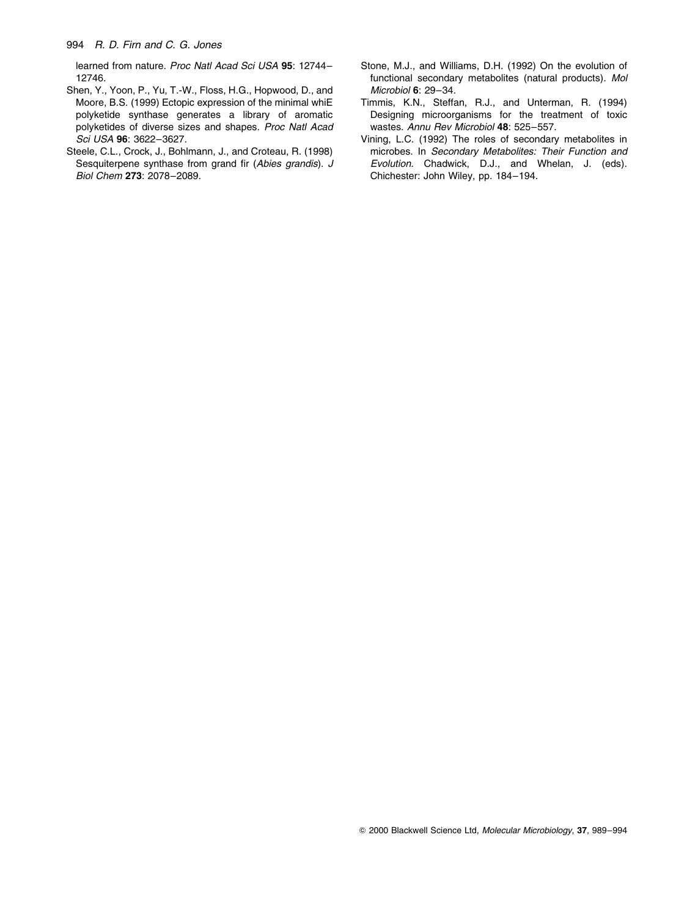learned from nature. *Proc Natl Acad Sci USA* **95**: 12744–12746.

Shen, Y., Yoon, P., Yu, T.-W., Floss, H.G., Hopwood, D., and Moore, B.S. (1999) Ectopic expression of the minimal whiE polyketide synthase generates a library of aromatic polyketides of diverse sizes and shapes. *Proc Natl Acad Sci USA* **96**: 3622–3627.

Steele, C.L., Crock, J., Bohlmann, J., and Croteau, R. (1998) Sesquiterpene synthase from grand fir (*Abies grandis*). *J Biol Chem* **273**: 2078–2089.

Stone, M.J., and Williams, D.H. (1992) On the evolution of functional secondary metabolites (natural products). *Mol Microbiol* **6**: 29–34.

Timmis, K.N., Steffan, R.J., and Unterman, R. (1994) Designing microorganisms for the treatment of toxic wastes. *Annu Rev Microbiol* **48**: 525–557.

Vining, L.C. (1992) The roles of secondary metabolites in microbes. In *Secondary Metabolites: Their Function and Evolution.* Chadwick, D.J., and Whelan, J. (eds). Chichester: John Wiley, pp. 184–194.